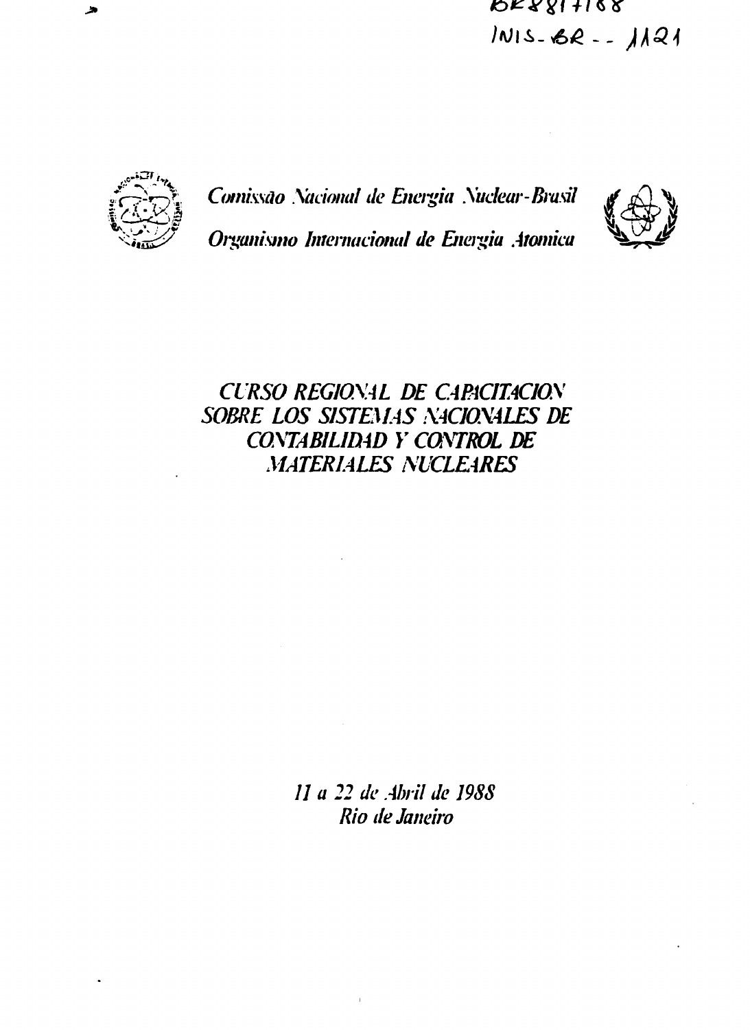BR8817188

INIS-BR--1121

*Comissão Nacional de Energia Nuclear-Brasil*

*Organismo Internacional de Energia Atomica*

# *CURSO REGIONAL DE CAPACITACION SOBRE LOS SISTEMAS NACIONALES DE CONTABILIDAD Y CONTROL DE MATERIALES NUCLEARES*

*11 a 22 de Abril de 1988*
*Rio de Janeiro*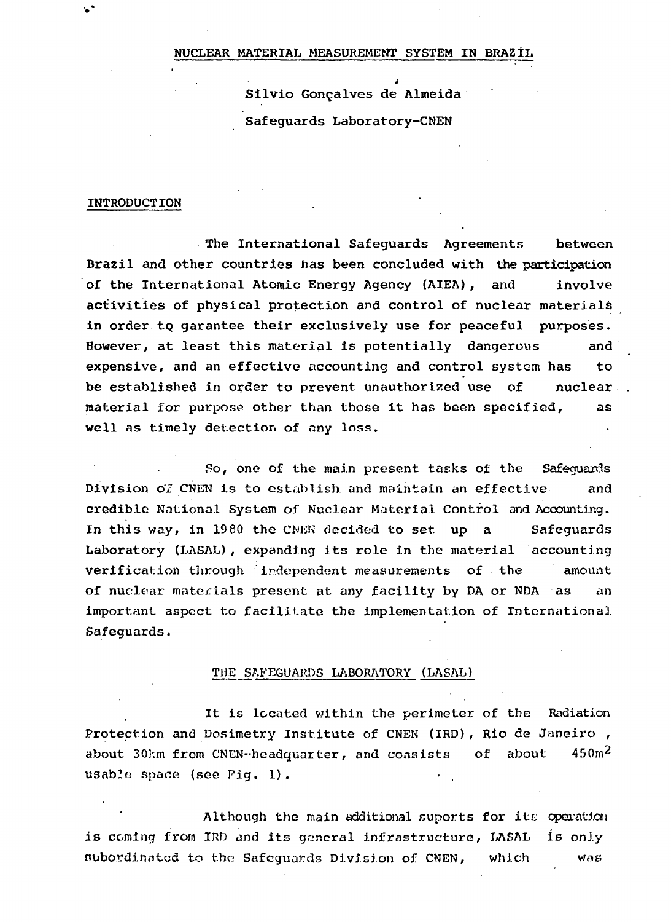# NUCLEAR MATERIAL MEASUREMENT SYSTEM IN BRAZIL

Silvio Gonçalves de Almeida

Safeguards Laboratory-CNEN

## INTRODUCTION

The International Safeguards Agreements between Brazil and other countries has been concluded with the participation of the International Atomic Energy Agency (AIEA), and involve activities of physical protection and control of nuclear materials in order to garantee their exclusively use for peaceful purposes. However, at least this material is potentially dangerous and expensive, and an effective accounting and control system has to be established in order to prevent unauthorized use of nuclear material for purpose other than those it has been specified, as well as timely detection of any loss.

So, one of the main present tasks of the Safeguards Division of CNEN is to establish and maintain an effective and credible National System of Nuclear Material Control and Accounting. In this way, in 1980 the CNEN decided to set up a Safeguards Laboratory (LASAL), expanding its role in the material accounting verification through independent measurements of the amount of nuclear materials present at any facility by DA or NDA as an important aspect to facilitate the implementation of International Safeguards.

## THE SAFEGUARDS LABORATORY (LASAL)

It is located within the perimeter of the Radiation Protection and Dosimetry Institute of CNEN (IRD), Rio de Janeiro, about 30km from CNEN-headquarter, and consists of about 450m$^2$ usable space (see Fig. 1).

Although the main additional suports for its operation is coming from IRD and its general infrastructure, LASAL is only subordinated to the Safeguards Division of CNEN, which was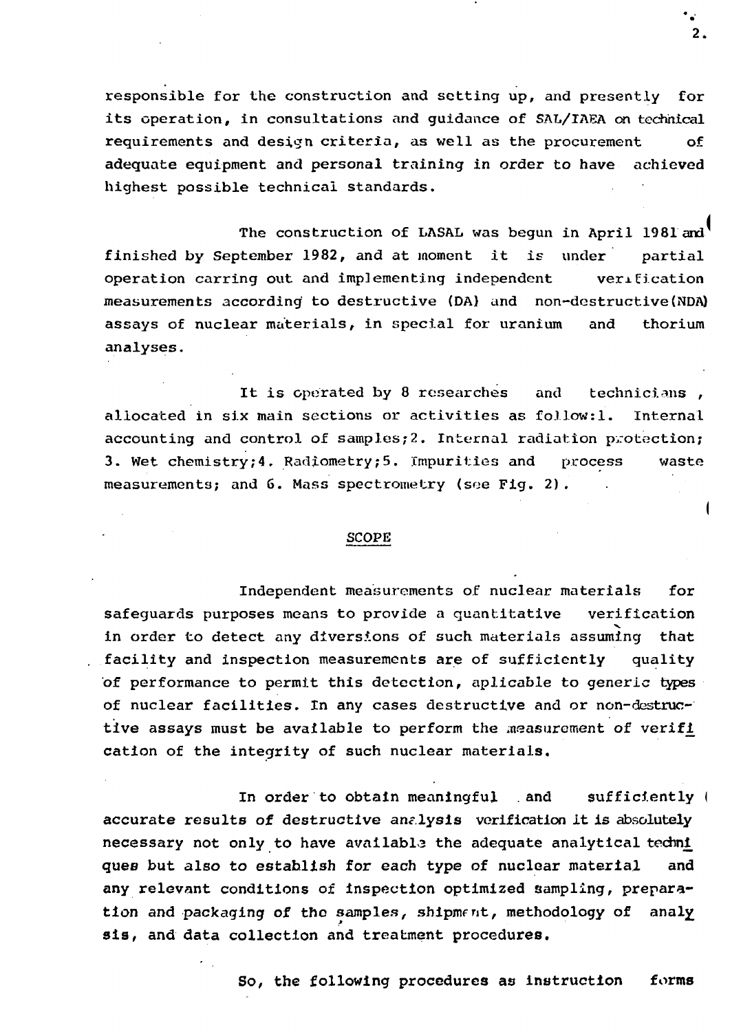responsible for the construction and setting up, and presently for its operation, in consultations and guidance of SAL/IAEA on technical requirements and design criteria, as well as the procurement of adequate equipment and personal training in order to have achieved highest possible technical standards.

The construction of LASAL was begun in April 1981 and finished by September 1982, and at moment it is under partial operation carring out and implementing independent verification measurements according to destructive (DA) and non-destructive(NDA) assays of nuclear materials, in special for uranium and thorium analyses.

It is operated by 8 researches and technicians, allocated in six main sections or activities as follow:1. Internal accounting and control of samples;2. Internal radiation protection; 3. Wet chemistry;4. Radiometry;5. Impurities and process waste measurements; and 6. Mass spectrometry (see Fig. 2).

## SCOPE

Independent measurements of nuclear materials for safeguards purposes means to provide a quantitative verification in order to detect any diversions of such materials assuming that facility and inspection measurements are of sufficiently quality of performance to permit this detection, aplicable to generic types of nuclear facilities. In any cases destructive and or non-destructive assays must be available to perform the measurement of verification of the integrity of such nuclear materials.

In order to obtain meaningful and sufficiently accurate results of destructive analysis verification it is absolutely necessary not only to have available the adequate analytical techniques but also to establish for each type of nuclear material and any relevant conditions of inspection optimized sampling, preparation and packaging of the samples, shipment, methodology of analysis, and data collection and treatment procedures.

So, the following procedures as instruction forms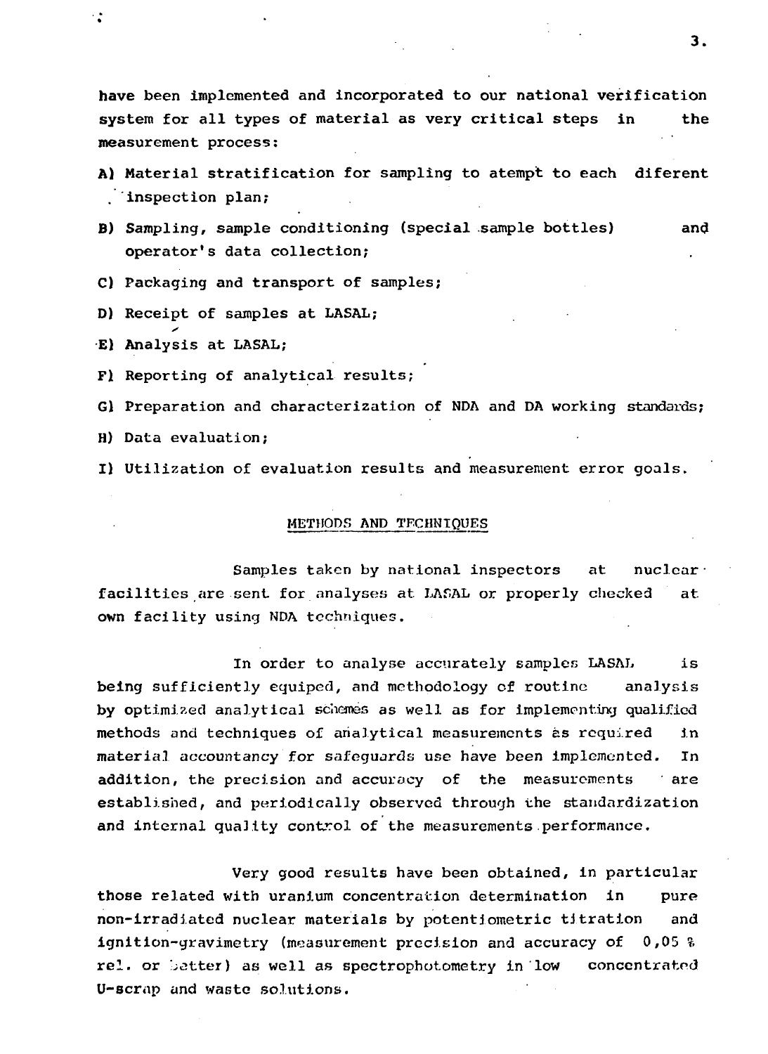have been implemented and incorporated to our national verification system for all types of material as very critical steps in the measurement process:

A) Material stratification for sampling to atempt to each diferent inspection plan;

B) Sampling, sample conditioning (special sample bottles) and operator's data collection;

C) Packaging and transport of samples;

D) Receipt of samples at LASAL;

E) Analysis at LASAL;

F) Reporting of analytical results;

G) Preparation and characterization of NDA and DA working standards;

H) Data evaluation;

I) Utilization of evaluation results and measurement error goals.

## METHODS AND TECHNIQUES

Samples taken by national inspectors at nuclear facilities are sent for analyses at LASAL or properly checked at own facility using NDA techniques.

In order to analyse accurately samples LASAL is being sufficiently equiped, and methodology of routine analysis by optimized analytical schemes as well as for implementing qualified methods and techniques of analytical measurements as required in material accountancy for safeguards use have been implemented. In addition, the precision and accuracy of the measurements are established, and periodically observed through the standardization and internal quality control of the measurements performance.

Very good results have been obtained, in particular those related with uranium concentration determination in pure non-irradiated nuclear materials by potentiometric titration and ignition-gravimetry (measurement precision and accuracy of 0,05 % rel. or better) as well as spectrophotometry in low concentrated U-scrap and waste solutions.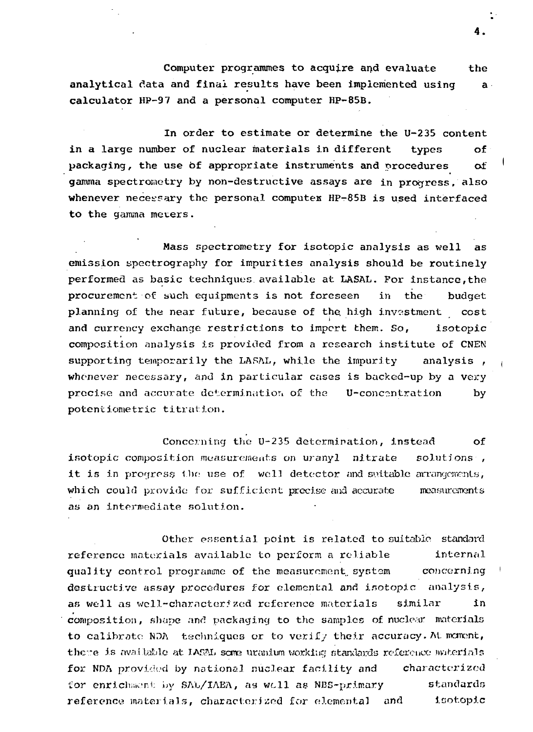Computer programmes to acquire and evaluate the analytical data and final results have been implemented using a calculator HP-97 and a personal computer HP-85B.

In order to estimate or determine the U-235 content in a large number of nuclear materials in different types of packaging, the use of appropriate instruments and procedures of gamma spectrometry by non-destructive assays are in progress, also whenever necessary the personal computer HP-85B is used interfaced to the gamma meters.

Mass spectrometry for isotopic analysis as well as emission spectrography for impurities analysis should be routinely performed as basic techniques available at LASAL. For instance, the procurement of such equipments is not foreseen in the budget planning of the near future, because of the high investment cost and currency exchange restrictions to import them. So, isotopic composition analysis is provided from a research institute of CNEN supporting temporarily the LASAL, while the impurity analysis, whenever necessary, and in particular cases is backed-up by a very precise and accurate determination of the U-concentration by potentiometric titration.

Concerning the U-235 determination, instead of isotopic composition measurements on uranyl nitrate solutions, it is in progress the use of well detector and suitable arrangements, which could provide for sufficient precise and accurate measurements as an intermediate solution.

Other essential point is related to suitable standard reference materials available to perform a reliable internal quality control programme of the measurement system concerning destructive assay procedures for elemental and isotopic analysis, as well as well-characterized reference materials similar in composition, shape and packaging to the samples of nuclear materials to calibrate NDA techniques or to verify their accuracy. At moment, there is available at LASAL some uranium working standards reference materials for NDA provided by national nuclear facility and characterized for enrichment by SAL/IAEA, as well as NBS-primary standards reference materials, characterized for elemental and isotopic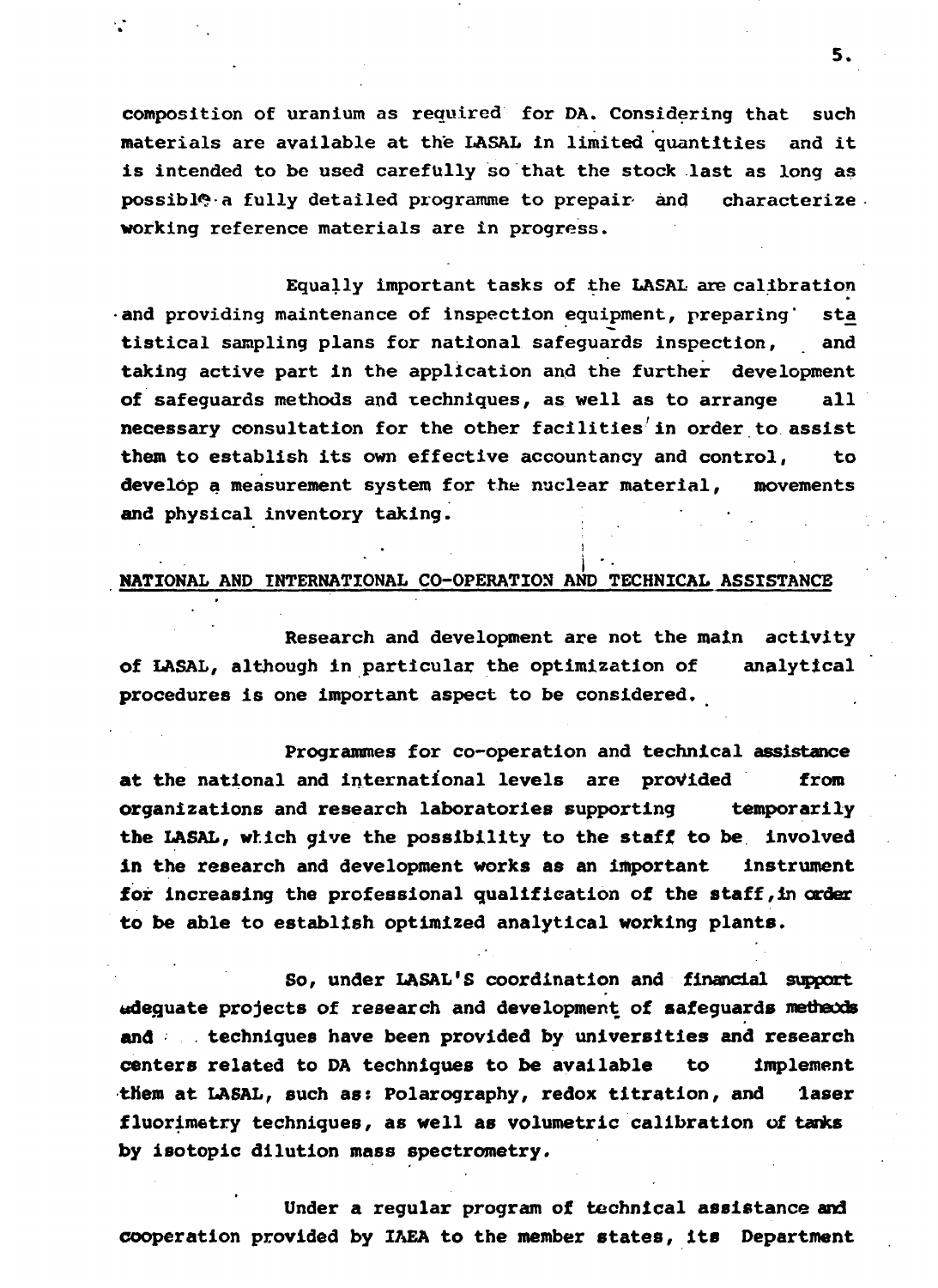composition of uranium as required for DA. Considering that such materials are available at the LASAL in limited quantities and it is intended to be used carefully so that the stock last as long as possible a fully detailed programme to prepair and characterize working reference materials are in progress.

Equally important tasks of the LASAL are calibration and providing maintenance of inspection equipment, preparing statistical sampling plans for national safeguards inspection, and taking active part in the application and the further development of safeguards methods and techniques, as well as to arrange all necessary consultation for the other facilities in order to assist them to establish its own effective accountancy and control, to develop a measurement system for the nuclear material, movements and physical inventory taking.

## NATIONAL AND INTERNATIONAL CO-OPERATION AND TECHNICAL ASSISTANCE

Research and development are not the main activity of LASAL, although in particular the optimization of analytical procedures is one important aspect to be considered.

Programmes for co-operation and technical assistance at the national and international levels are provided from organizations and research laboratories supporting temporarily the LASAL, which give the possibility to the staff to be involved in the research and development works as an important instrument for increasing the professional qualification of the staff, in order to be able to establish optimized analytical working plants.

So, under LASAL'S coordination and financial support adequate projects of research and development of safeguards methods and techniques have been provided by universities and research centers related to DA techniques to be available to implement them at LASAL, such as: Polarography, redox titration, and laser fluorimetry techniques, as well as volumetric calibration of tanks by isotopic dilution mass spectrometry.

Under a regular program of technical assistance and cooperation provided by IAEA to the member states, its Department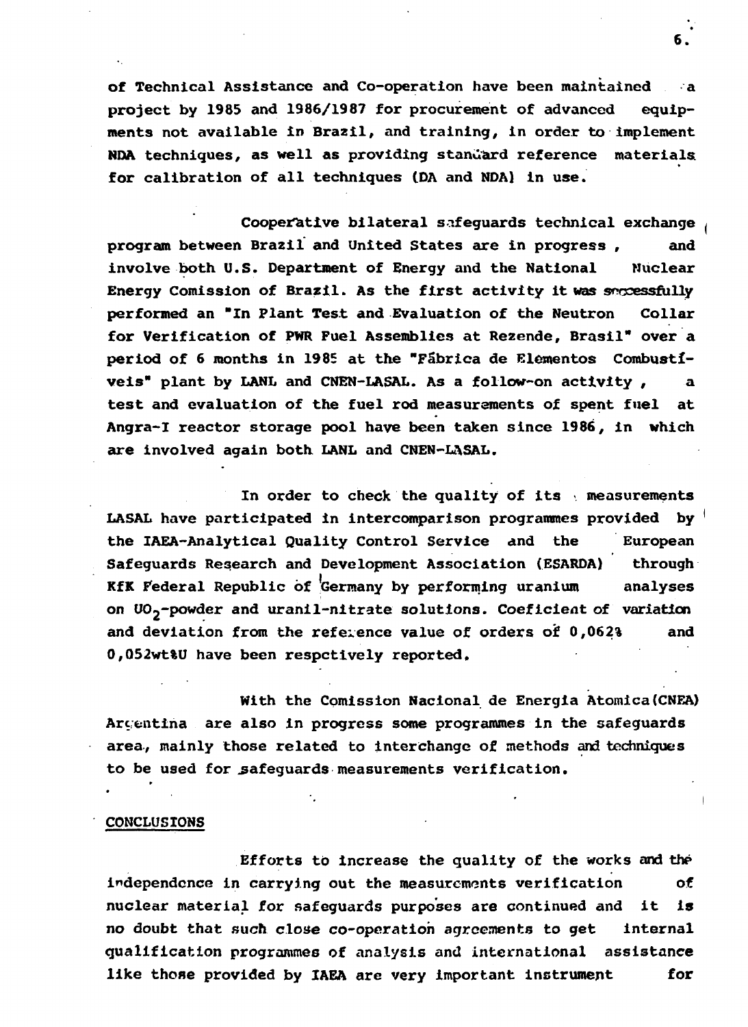of Technical Assistance and Co-operation have been maintained a project by 1985 and 1986/1987 for procurement of advanced equipments not available in Brazil, and training, in order to implement NDA techniques, as well as providing standard reference materials for calibration of all techniques (DA and NDA) in use.

Cooperative bilateral safeguards technical exchange program between Brazil and United States are in progress, and involve both U.S. Department of Energy and the National Nuclear Energy Comission of Brazil. As the first activity it was successfully performed an "In Plant Test and Evaluation of the Neutron Collar for Verification of PWR Fuel Assemblies at Rezende, Brasil" over a period of 6 months in 1985 at the "Fábrica de Elementos Combustíveis" plant by LANL and CNEN-LASAL. As a follow-on activity, a test and evaluation of the fuel rod measurements of spent fuel at Angra-I reactor storage pool have been taken since 1986, in which are involved again both LANL and CNEN-LASAL.

In order to check the quality of its measurements LASAL have participated in intercomparison programmes provided by the IAEA-Analytical Quality Control Service and the European Safeguards Research and Development Association (ESARDA) through KfK Federal Republic of Germany by performing uranium analyses on $UO_2$-powder and uranil-nitrate solutions. Coeficient of variation and deviation from the reference value of orders of 0,062% and 0,052wt%U have been respctively reported.

With the Comission Nacional de Energia Atomica (CNEA) Argentina are also in progress some programmes in the safeguards area, mainly those related to interchange of methods and techniques to be used for safeguards measurements verification.

## CONCLUSIONS

Efforts to increase the quality of the works and the independence in carrying out the measurements verification of nuclear material for safeguards purposes are continued and it is no doubt that such close co-operation agreements to get internal qualification programmes of analysis and international assistance like those provided by IAEA are very important instrument for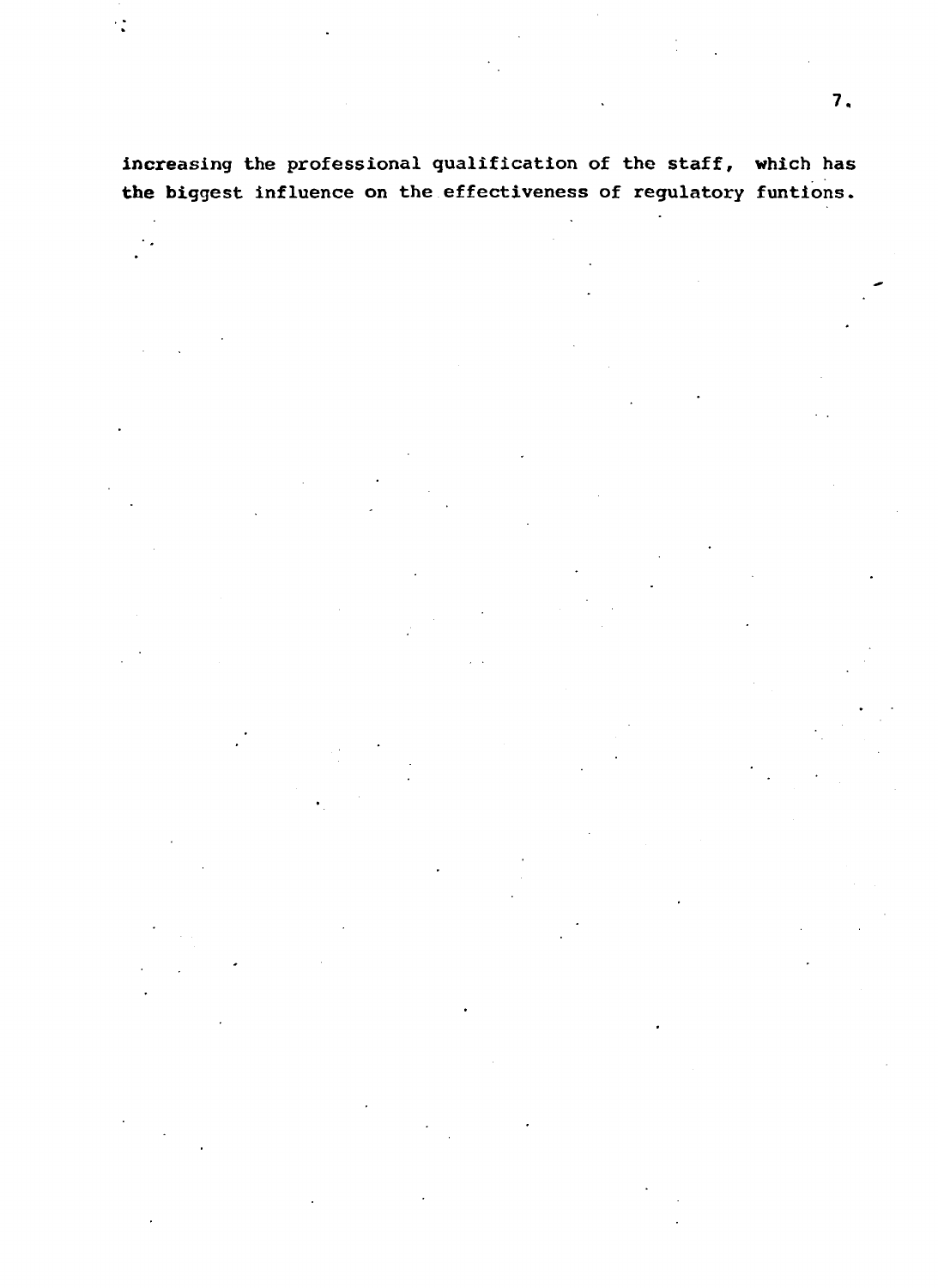increasing the professional qualification of the staff, which has the biggest influence on the effectiveness of regulatory funtions.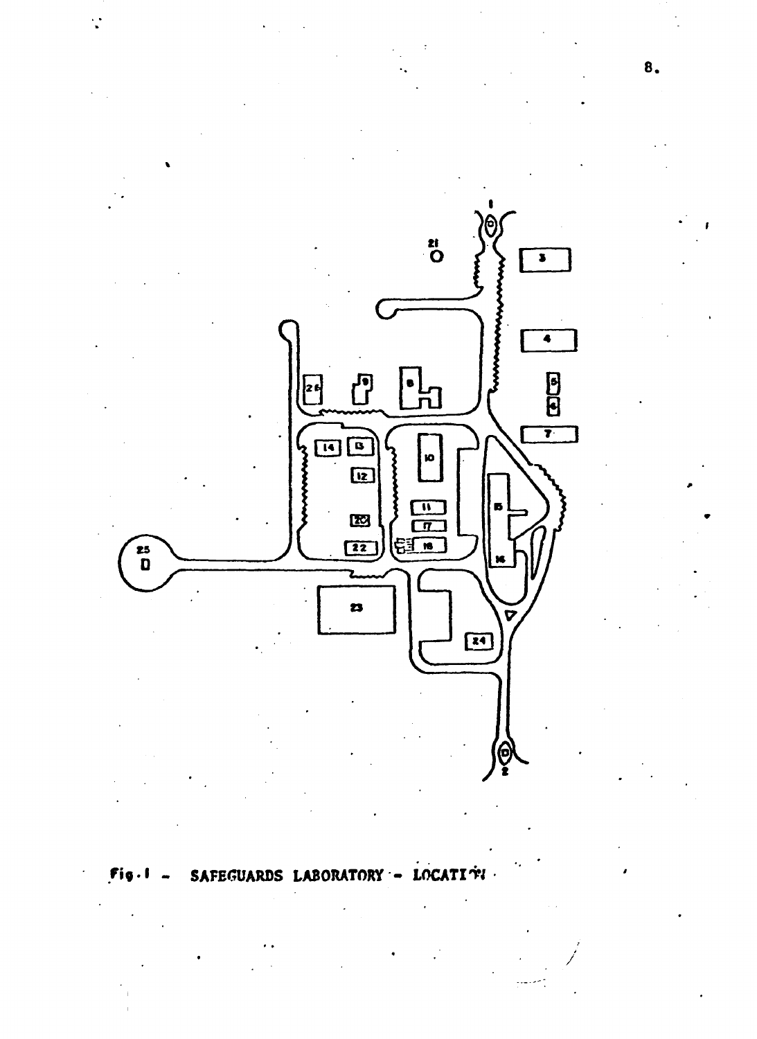Fig. 1 - SAFEGUARDS LABORATORY - LOCATION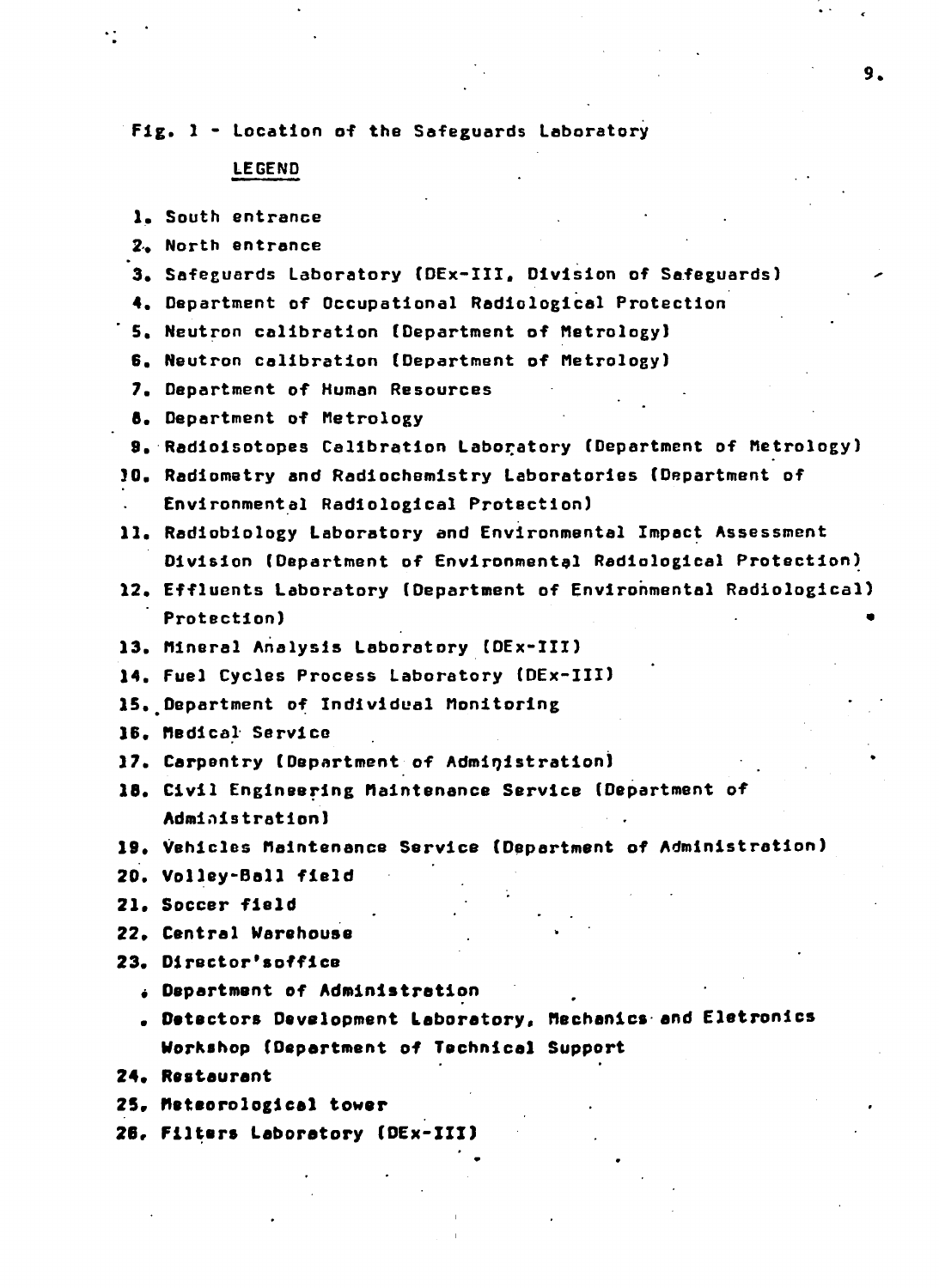Fig. 1 - Location of the Safeguards Laboratory

LEGEND

1. South entrance
2. North entrance
3. Safeguards Laboratory (DEx-III, Division of Safeguards)
4. Department of Occupational Radiological Protection
5. Neutron calibration (Department of Metrology)
6. Neutron calibration (Department of Metrology)
7. Department of Human Resources
8. Department of Metrology
9. Radioisotopes Calibration Laboratory (Department of Metrology)
10. Radiometry and Radiochemistry Laboratories (Department of Environmental Radiological Protection)
11. Radiobiology Laboratory and Environmental Impact Assessment Division (Department of Environmental Radiological Protection)
12. Effluents Laboratory (Department of Environmental Radiological) Protection)
13. Mineral Analysis Laboratory (DEx-III)
14. Fuel Cycles Process Laboratory (DEx-III)
15. Department of Individual Monitoring
16. Medical Service
17. Carpentry (Department of Administration)
18. Civil Engineering Maintenance Service (Department of Administration)
19. Vehicles Maintenance Service (Department of Administration)
20. Volley-Ball field
21. Soccer field
22. Central Warehouse
23. Director'soffice
    - Department of Administration
    - Detectors Development Laboratory, Mechanics and Eletronics Workshop (Department of Technical Support
24. Restaurant
25. Meteorological tower
26. Filters Laboratory (DEx-III)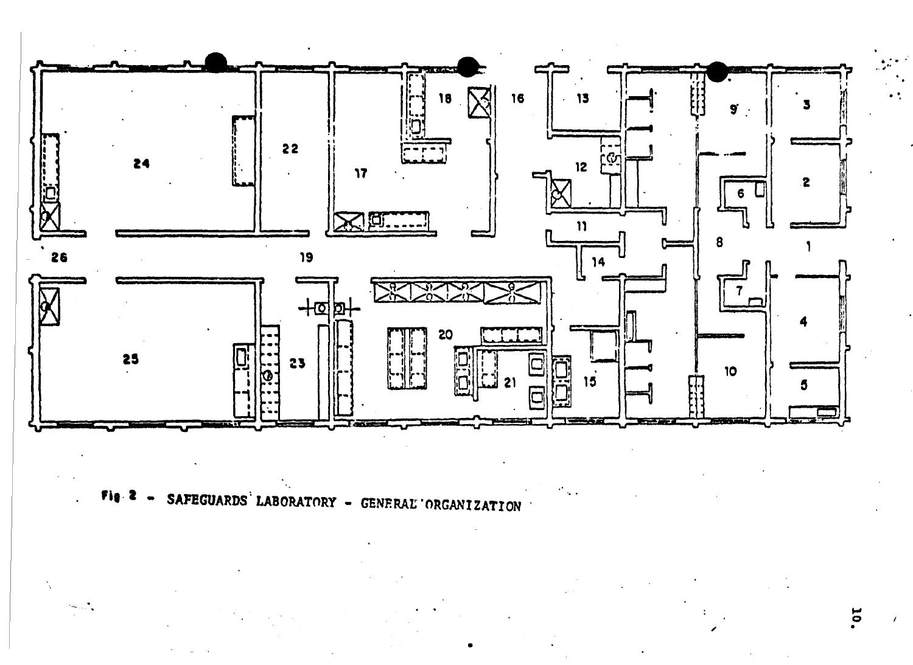Fig 2 - SAFEGUARDS LABORATORY - GENERAL ORGANIZATION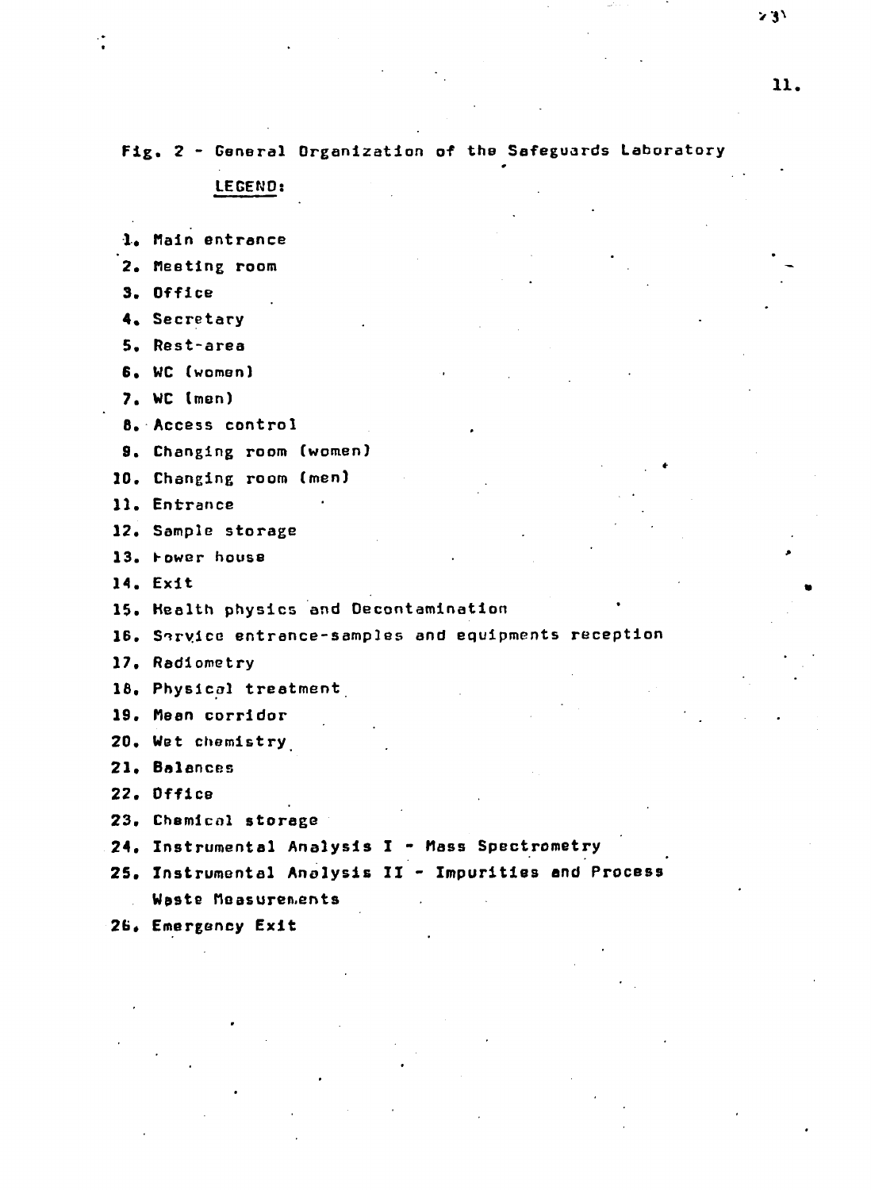Fig. 2 - General Organization of the Safeguards Laboratory

LEGEND:

1. Main entrance
2. Meeting room
3. Office
4. Secretary
5. Rest-area
6. WC (women)
7. WC (men)
8. Access control
9. Changing room (women)
10. Changing room (men)
11. Entrance
12. Sample storage
13. Power house
14. Exit
15. Health physics and Decontamination
16. Service entrance-samples and equipments reception
17. Radiometry
18. Physical treatment
19. Mean corridor
20. Wet chemistry
21. Balances
22. Office
23. Chemical storage
24. Instrumental Analysis I - Mass Spectrometry
25. Instrumental Analysis II - Impurities and Process Waste Measurements
26. Emergency Exit